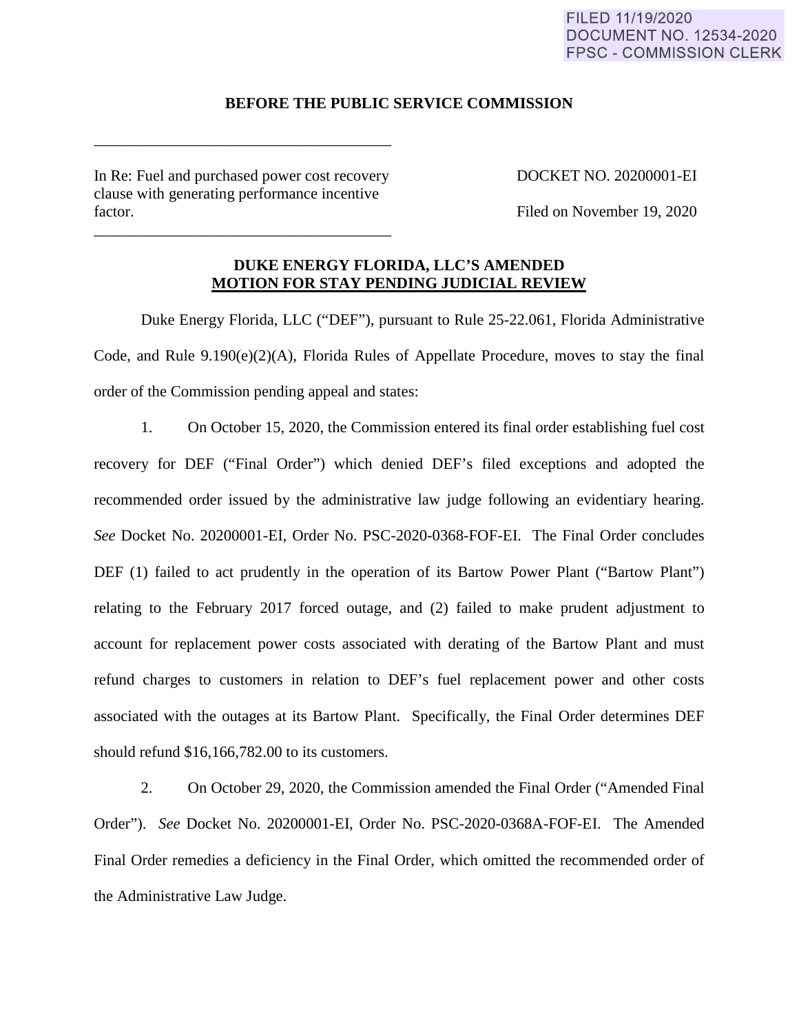FILED 11/19/2020
DOCUMENT NO. 12534-2020
FPSC - COMMISSION CLERK

**BEFORE THE PUBLIC SERVICE COMMISSION**

---

In Re: Fuel and purchased power cost recovery clause with generating performance incentive factor.

DOCKET NO. 20200001-EI

Filed on November 19, 2020

---

**DUKE ENERGY FLORIDA, LLC'S AMENDED**
**MOTION FOR STAY PENDING JUDICIAL REVIEW**

Duke Energy Florida, LLC ("DEF"), pursuant to Rule 25-22.061, Florida Administrative Code, and Rule 9.190(e)(2)(A), Florida Rules of Appellate Procedure, moves to stay the final order of the Commission pending appeal and states:

1. On October 15, 2020, the Commission entered its final order establishing fuel cost recovery for DEF ("Final Order") which denied DEF's filed exceptions and adopted the recommended order issued by the administrative law judge following an evidentiary hearing. *See* Docket No. 20200001-EI, Order No. PSC-2020-0368-FOF-EI. The Final Order concludes DEF (1) failed to act prudently in the operation of its Bartow Power Plant ("Bartow Plant") relating to the February 2017 forced outage, and (2) failed to make prudent adjustment to account for replacement power costs associated with derating of the Bartow Plant and must refund charges to customers in relation to DEF's fuel replacement power and other costs associated with the outages at its Bartow Plant. Specifically, the Final Order determines DEF should refund $16,166,782.00 to its customers.

2. On October 29, 2020, the Commission amended the Final Order ("Amended Final Order"). *See* Docket No. 20200001-EI, Order No. PSC-2020-0368A-FOF-EI. The Amended Final Order remedies a deficiency in the Final Order, which omitted the recommended order of the Administrative Law Judge.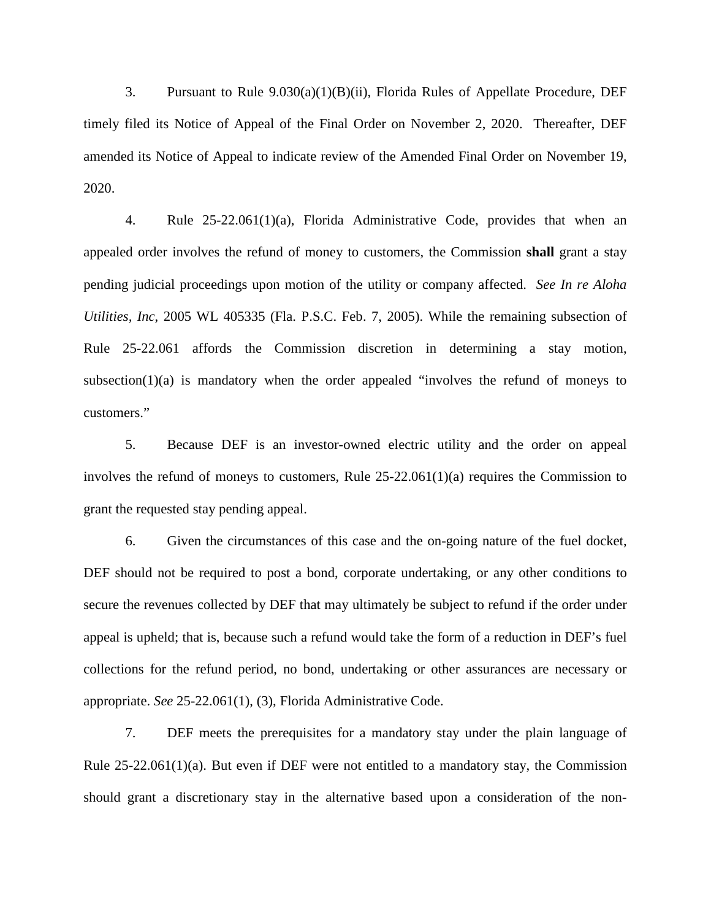3. Pursuant to Rule 9.030(a)(1)(B)(ii), Florida Rules of Appellate Procedure, DEF timely filed its Notice of Appeal of the Final Order on November 2, 2020. Thereafter, DEF amended its Notice of Appeal to indicate review of the Amended Final Order on November 19, 2020.

4. Rule 25-22.061(1)(a), Florida Administrative Code, provides that when an appealed order involves the refund of money to customers, the Commission **shall** grant a stay pending judicial proceedings upon motion of the utility or company affected. *See In re Aloha Utilities, Inc*, 2005 WL 405335 (Fla. P.S.C. Feb. 7, 2005). While the remaining subsection of Rule 25-22.061 affords the Commission discretion in determining a stay motion, subsection(1)(a) is mandatory when the order appealed "involves the refund of moneys to customers."

5. Because DEF is an investor-owned electric utility and the order on appeal involves the refund of moneys to customers, Rule 25-22.061(1)(a) requires the Commission to grant the requested stay pending appeal.

6. Given the circumstances of this case and the on-going nature of the fuel docket, DEF should not be required to post a bond, corporate undertaking, or any other conditions to secure the revenues collected by DEF that may ultimately be subject to refund if the order under appeal is upheld; that is, because such a refund would take the form of a reduction in DEF's fuel collections for the refund period, no bond, undertaking or other assurances are necessary or appropriate. *See* 25-22.061(1), (3), Florida Administrative Code.

7. DEF meets the prerequisites for a mandatory stay under the plain language of Rule 25-22.061(1)(a). But even if DEF were not entitled to a mandatory stay, the Commission should grant a discretionary stay in the alternative based upon a consideration of the non-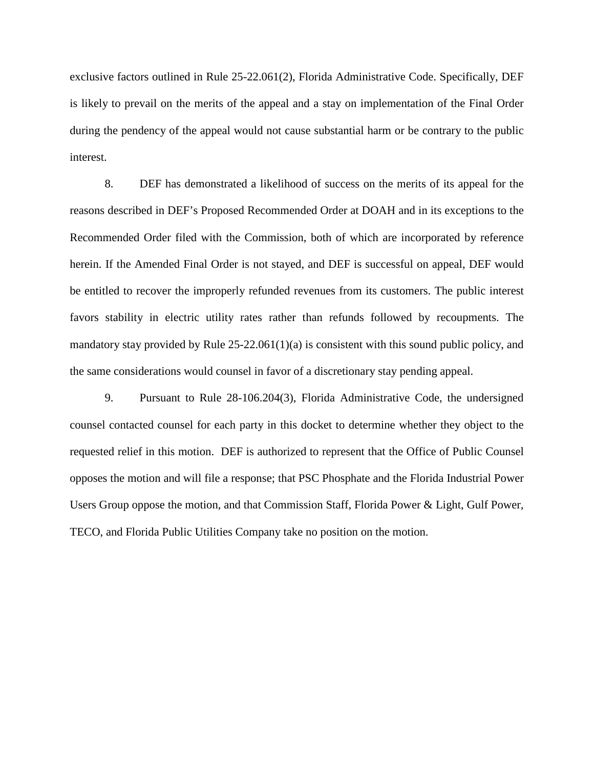exclusive factors outlined in Rule 25-22.061(2), Florida Administrative Code. Specifically, DEF is likely to prevail on the merits of the appeal and a stay on implementation of the Final Order during the pendency of the appeal would not cause substantial harm or be contrary to the public interest.

8. DEF has demonstrated a likelihood of success on the merits of its appeal for the reasons described in DEF's Proposed Recommended Order at DOAH and in its exceptions to the Recommended Order filed with the Commission, both of which are incorporated by reference herein. If the Amended Final Order is not stayed, and DEF is successful on appeal, DEF would be entitled to recover the improperly refunded revenues from its customers. The public interest favors stability in electric utility rates rather than refunds followed by recoupments. The mandatory stay provided by Rule 25-22.061(1)(a) is consistent with this sound public policy, and the same considerations would counsel in favor of a discretionary stay pending appeal.

9. Pursuant to Rule 28-106.204(3), Florida Administrative Code, the undersigned counsel contacted counsel for each party in this docket to determine whether they object to the requested relief in this motion. DEF is authorized to represent that the Office of Public Counsel opposes the motion and will file a response; that PSC Phosphate and the Florida Industrial Power Users Group oppose the motion, and that Commission Staff, Florida Power & Light, Gulf Power, TECO, and Florida Public Utilities Company take no position on the motion.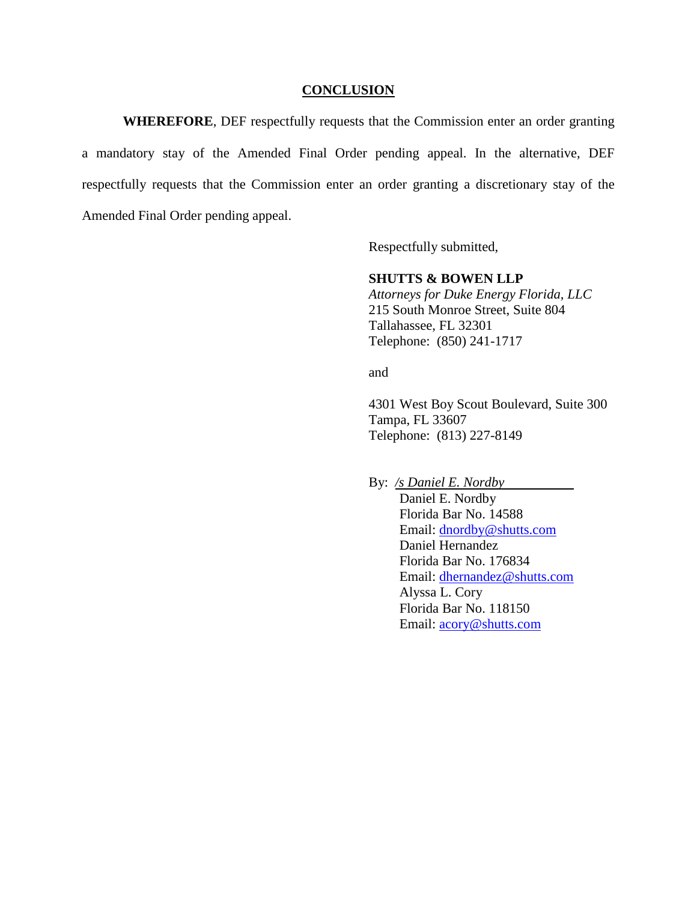## CONCLUSION

**WHEREFORE**, DEF respectfully requests that the Commission enter an order granting a mandatory stay of the Amended Final Order pending appeal. In the alternative, DEF respectfully requests that the Commission enter an order granting a discretionary stay of the Amended Final Order pending appeal.

Respectfully submitted,

**SHUTTS & BOWEN LLP**
*Attorneys for Duke Energy Florida, LLC*
215 South Monroe Street, Suite 804
Tallahassee, FL 32301
Telephone: (850) 241-1717

and

4301 West Boy Scout Boulevard, Suite 300
Tampa, FL 33607
Telephone: (813) 227-8149

By: */s Daniel E. Nordby*
Daniel E. Nordby
Florida Bar No. 14588
Email: dnordby@shutts.com
Daniel Hernandez
Florida Bar No. 176834
Email: dhernandez@shutts.com
Alyssa L. Cory
Florida Bar No. 118150
Email: acory@shutts.com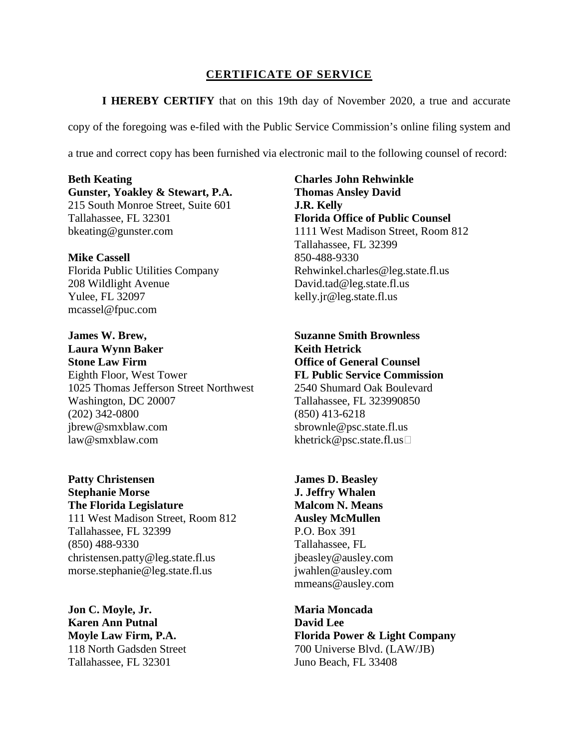## CERTIFICATE OF SERVICE

**I HEREBY CERTIFY** that on this 19th day of November 2020, a true and accurate copy of the foregoing was e-filed with the Public Service Commission's online filing system and a true and correct copy has been furnished via electronic mail to the following counsel of record:

**Beth Keating**
**Gunster, Yoakley & Stewart, P.A.**
215 South Monroe Street, Suite 601
Tallahassee, FL 32301
bkeating@gunster.com

**Mike Cassell**
Florida Public Utilities Company
208 Wildlight Avenue
Yulee, FL 32097
mcassel@fpuc.com

**James W. Brew,**
**Laura Wynn Baker**
**Stone Law Firm**
Eighth Floor, West Tower
1025 Thomas Jefferson Street Northwest
Washington, DC 20007
(202) 342-0800
jbrew@smxblaw.com
law@smxblaw.com

**Patty Christensen**
**Stephanie Morse**
**The Florida Legislature**
111 West Madison Street, Room 812
Tallahassee, FL 32399
(850) 488-9330
christensen.patty@leg.state.fl.us
morse.stephanie@leg.state.fl.us

**Jon C. Moyle, Jr.**
**Karen Ann Putnal**
**Moyle Law Firm, P.A.**
118 North Gadsden Street
Tallahassee, FL 32301

**Charles John Rehwinkle**
**Thomas Ansley David**
**J.R. Kelly**
**Florida Office of Public Counsel**
1111 West Madison Street, Room 812
Tallahassee, FL 32399
850-488-9330
Rehwinkel.charles@leg.state.fl.us
David.tad@leg.state.fl.us
kelly.jr@leg.state.fl.us

**Suzanne Smith Brownless**
**Keith Hetrick**
**Office of General Counsel**
**FL Public Service Commission**
2540 Shumard Oak Boulevard
Tallahassee, FL 323990850
(850) 413-6218
sbrownle@psc.state.fl.us
khetrick@psc.state.fl.us

**James D. Beasley**
**J. Jeffry Whalen**
**Malcom N. Means**
**Ausley McMullen**
P.O. Box 391
Tallahassee, FL
jbeasley@ausley.com
jwahlen@ausley.com
mmeans@ausley.com

**Maria Moncada**
**David Lee**
**Florida Power & Light Company**
700 Universe Blvd. (LAW/JB)
Juno Beach, FL 33408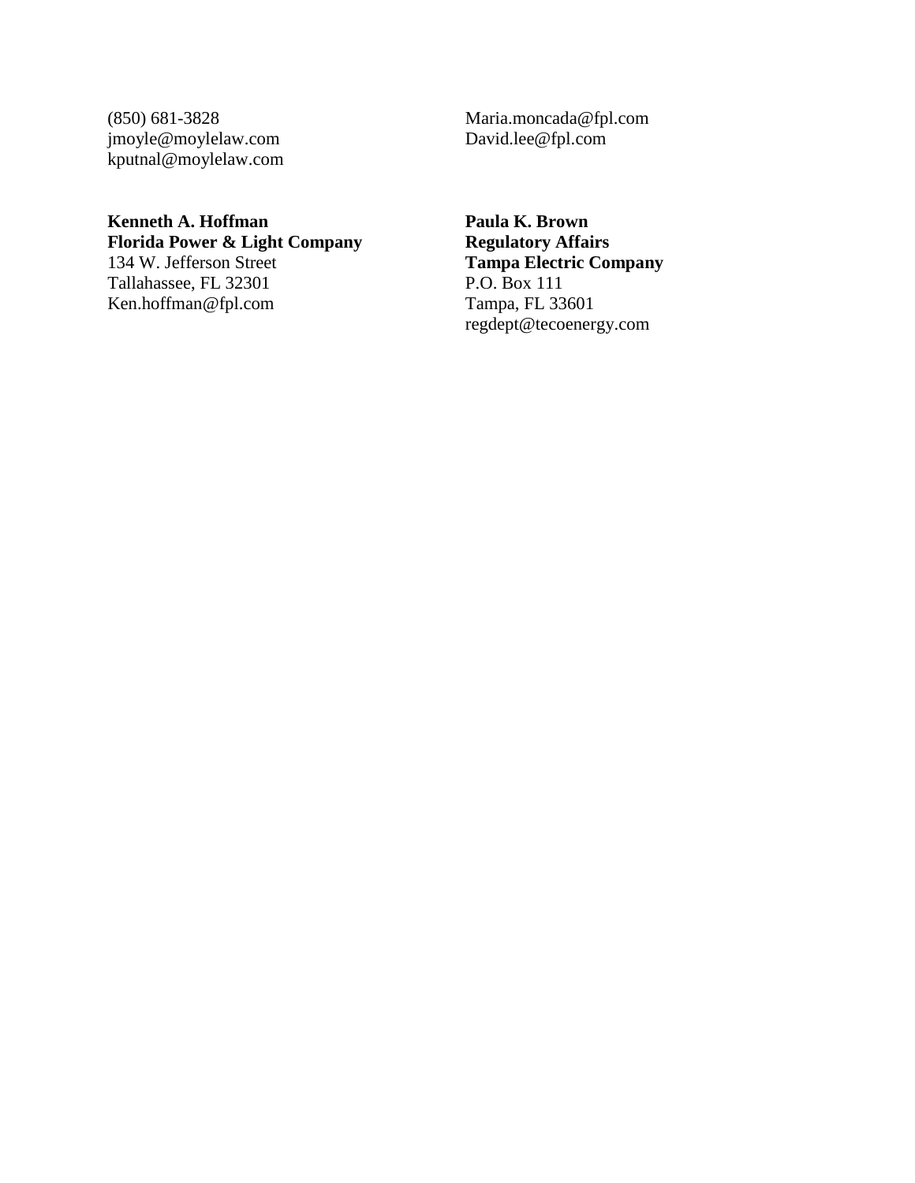(850) 681-3828
jmoyle@moylelaw.com
kputnal@moylelaw.com

Maria.moncada@fpl.com
David.lee@fpl.com

**Kenneth A. Hoffman**
**Florida Power & Light Company**
134 W. Jefferson Street
Tallahassee, FL 32301
Ken.hoffman@fpl.com

**Paula K. Brown**
**Regulatory Affairs**
**Tampa Electric Company**
P.O. Box 111
Tampa, FL 33601
regdept@tecoenergy.com